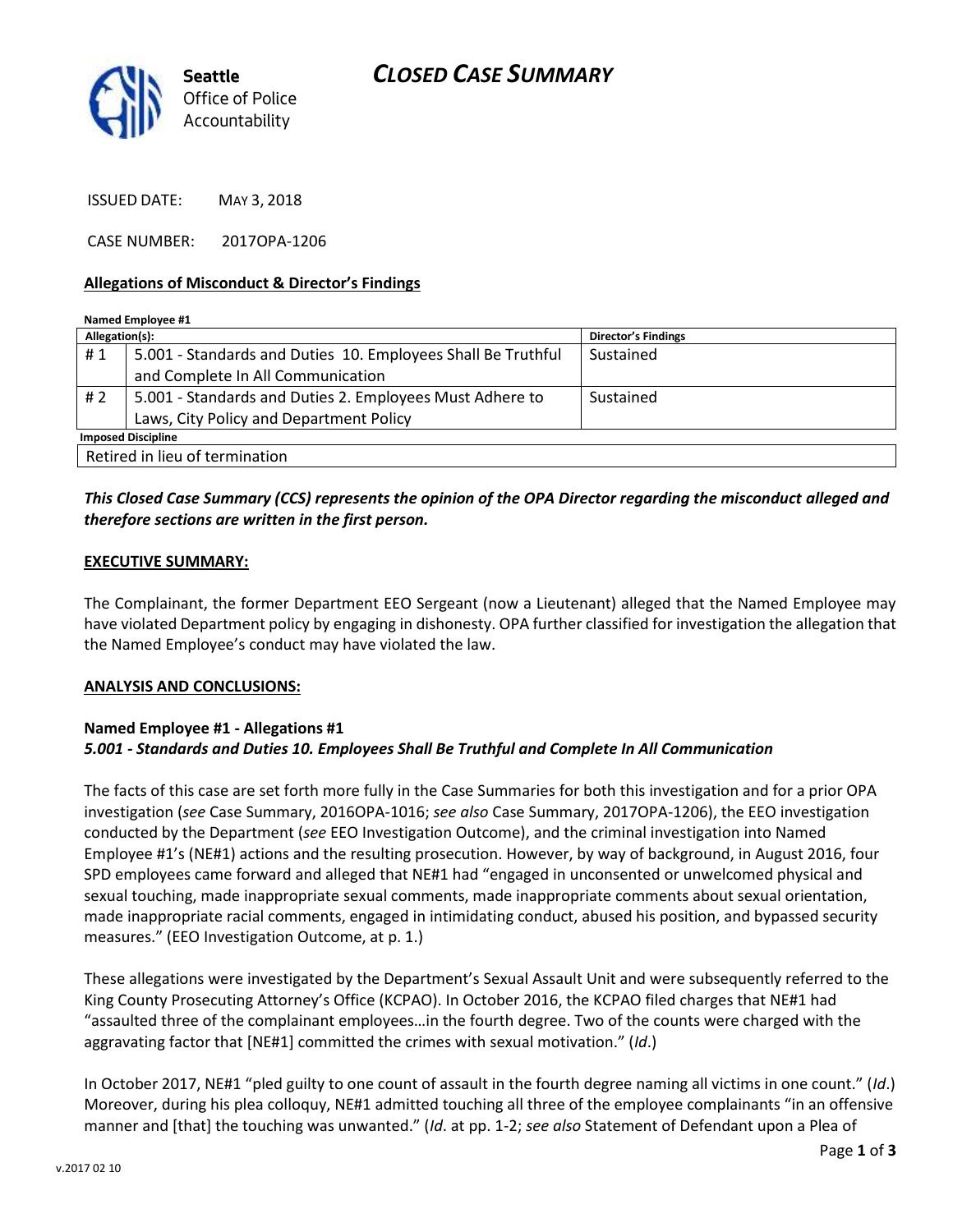**Seattle** Office of Police Accountability

# CLOSED CASE SUMMARY

ISSUED DATE: MAY 3, 2018

CASE NUMBER: 2017OPA-1206

## Allegations of Misconduct & Director's Findings

**Named Employee #1**

| Allegation(s): | | Director's Findings |
|---|---|---|
| # 1 | 5.001 - Standards and Duties 10. Employees Shall Be Truthful and Complete In All Communication | Sustained |
| # 2 | 5.001 - Standards and Duties 2. Employees Must Adhere to Laws, City Policy and Department Policy | Sustained |

**Imposed Discipline**

Retired in lieu of termination

***This Closed Case Summary (CCS) represents the opinion of the OPA Director regarding the misconduct alleged and therefore sections are written in the first person.***

## EXECUTIVE SUMMARY:

The Complainant, the former Department EEO Sergeant (now a Lieutenant) alleged that the Named Employee may have violated Department policy by engaging in dishonesty. OPA further classified for investigation the allegation that the Named Employee's conduct may have violated the law.

## ANALYSIS AND CONCLUSIONS:

**Named Employee #1 - Allegations #1**
***5.001 - Standards and Duties 10. Employees Shall Be Truthful and Complete In All Communication***

The facts of this case are set forth more fully in the Case Summaries for both this investigation and for a prior OPA investigation (*see* Case Summary, 2016OPA-1016; *see also* Case Summary, 2017OPA-1206), the EEO investigation conducted by the Department (*see* EEO Investigation Outcome), and the criminal investigation into Named Employee #1's (NE#1) actions and the resulting prosecution. However, by way of background, in August 2016, four SPD employees came forward and alleged that NE#1 had "engaged in unconsented or unwelcomed physical and sexual touching, made inappropriate sexual comments, made inappropriate comments about sexual orientation, made inappropriate racial comments, engaged in intimidating conduct, abused his position, and bypassed security measures." (EEO Investigation Outcome, at p. 1.)

These allegations were investigated by the Department's Sexual Assault Unit and were subsequently referred to the King County Prosecuting Attorney's Office (KCPAO). In October 2016, the KCPAO filed charges that NE#1 had "assaulted three of the complainant employees…in the fourth degree. Two of the counts were charged with the aggravating factor that [NE#1] committed the crimes with sexual motivation." (*Id*.)

In October 2017, NE#1 "pled guilty to one count of assault in the fourth degree naming all victims in one count." (*Id*.) Moreover, during his plea colloquy, NE#1 admitted touching all three of the employee complainants "in an offensive manner and [that] the touching was unwanted." (*Id*. at pp. 1-2; *see also* Statement of Defendant upon a Plea of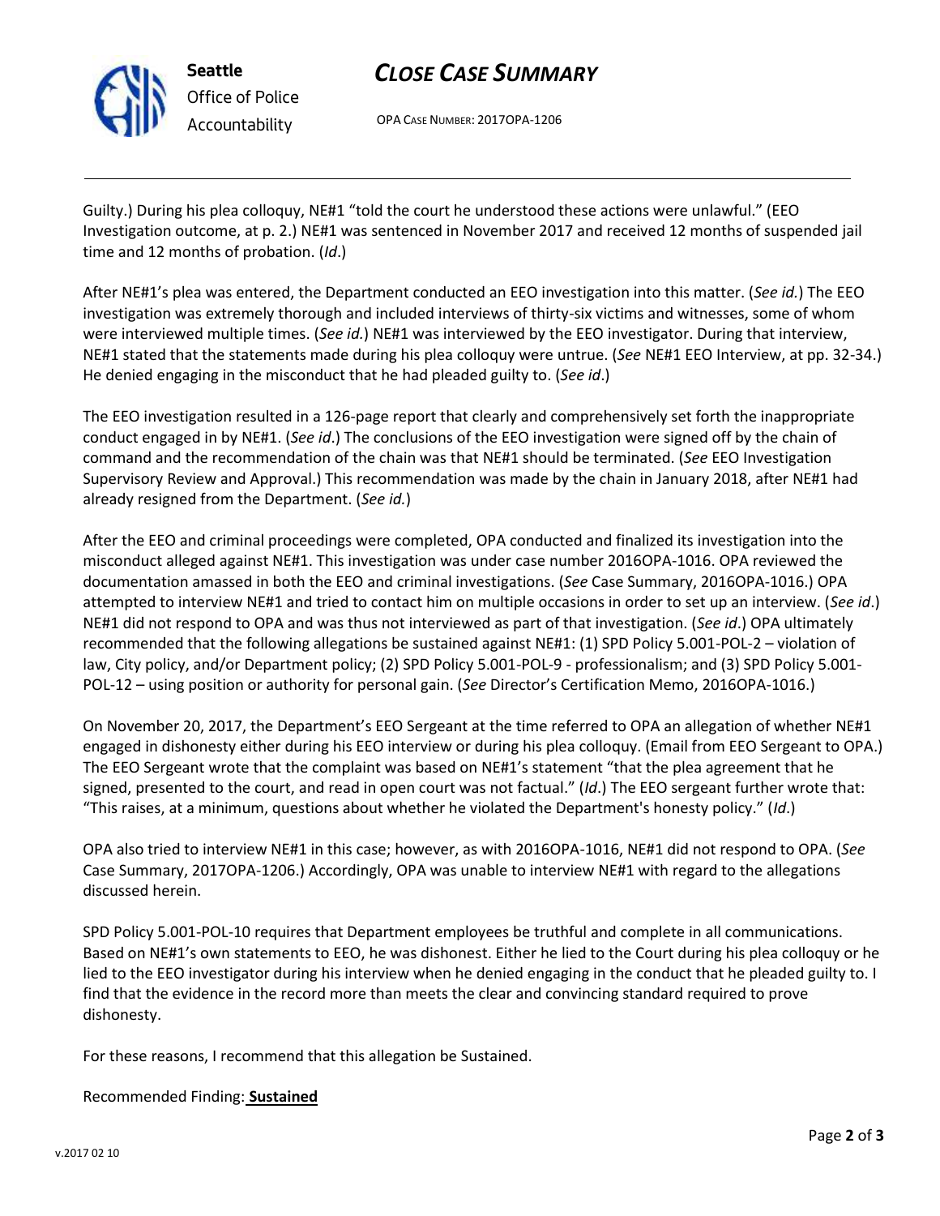Guilty.) During his plea colloquy, NE#1 "told the court he understood these actions were unlawful." (EEO Investigation outcome, at p. 2.) NE#1 was sentenced in November 2017 and received 12 months of suspended jail time and 12 months of probation. (*Id*.)

After NE#1's plea was entered, the Department conducted an EEO investigation into this matter. (*See id.*) The EEO investigation was extremely thorough and included interviews of thirty-six victims and witnesses, some of whom were interviewed multiple times. (*See id.*) NE#1 was interviewed by the EEO investigator. During that interview, NE#1 stated that the statements made during his plea colloquy were untrue. (*See* NE#1 EEO Interview, at pp. 32-34.) He denied engaging in the misconduct that he had pleaded guilty to. (*See id*.)

The EEO investigation resulted in a 126-page report that clearly and comprehensively set forth the inappropriate conduct engaged in by NE#1. (*See id*.) The conclusions of the EEO investigation were signed off by the chain of command and the recommendation of the chain was that NE#1 should be terminated. (*See* EEO Investigation Supervisory Review and Approval.) This recommendation was made by the chain in January 2018, after NE#1 had already resigned from the Department. (*See id.*)

After the EEO and criminal proceedings were completed, OPA conducted and finalized its investigation into the misconduct alleged against NE#1. This investigation was under case number 2016OPA-1016. OPA reviewed the documentation amassed in both the EEO and criminal investigations. (*See* Case Summary, 2016OPA-1016.) OPA attempted to interview NE#1 and tried to contact him on multiple occasions in order to set up an interview. (*See id*.) NE#1 did not respond to OPA and was thus not interviewed as part of that investigation. (*See id*.) OPA ultimately recommended that the following allegations be sustained against NE#1: (1) SPD Policy 5.001-POL-2 – violation of law, City policy, and/or Department policy; (2) SPD Policy 5.001-POL-9 - professionalism; and (3) SPD Policy 5.001-POL-12 – using position or authority for personal gain. (*See* Director's Certification Memo, 2016OPA-1016.)

On November 20, 2017, the Department's EEO Sergeant at the time referred to OPA an allegation of whether NE#1 engaged in dishonesty either during his EEO interview or during his plea colloquy. (Email from EEO Sergeant to OPA.) The EEO Sergeant wrote that the complaint was based on NE#1's statement "that the plea agreement that he signed, presented to the court, and read in open court was not factual." (*Id*.) The EEO sergeant further wrote that: "This raises, at a minimum, questions about whether he violated the Department's honesty policy." (*Id*.)

OPA also tried to interview NE#1 in this case; however, as with 2016OPA-1016, NE#1 did not respond to OPA. (*See* Case Summary, 2017OPA-1206.) Accordingly, OPA was unable to interview NE#1 with regard to the allegations discussed herein.

SPD Policy 5.001-POL-10 requires that Department employees be truthful and complete in all communications. Based on NE#1's own statements to EEO, he was dishonest. Either he lied to the Court during his plea colloquy or he lied to the EEO investigator during his interview when he denied engaging in the conduct that he pleaded guilty to. I find that the evidence in the record more than meets the clear and convincing standard required to prove dishonesty.

For these reasons, I recommend that this allegation be Sustained.

Recommended Finding: **Sustained**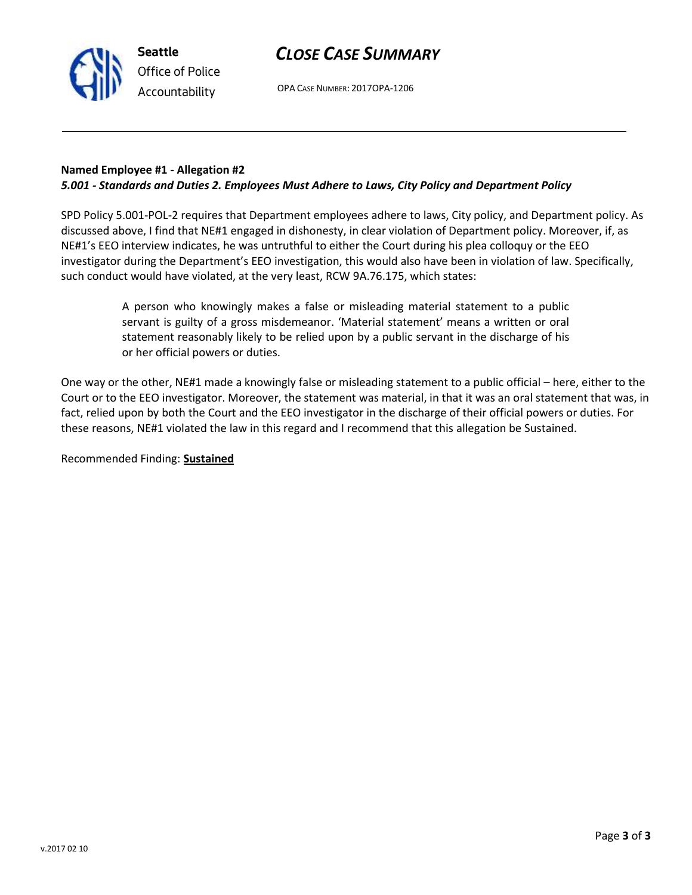**Named Employee #1 - Allegation #2**
***5.001 - Standards and Duties 2. Employees Must Adhere to Laws, City Policy and Department Policy***

SPD Policy 5.001-POL-2 requires that Department employees adhere to laws, City policy, and Department policy. As discussed above, I find that NE#1 engaged in dishonesty, in clear violation of Department policy. Moreover, if, as NE#1's EEO interview indicates, he was untruthful to either the Court during his plea colloquy or the EEO investigator during the Department's EEO investigation, this would also have been in violation of law. Specifically, such conduct would have violated, at the very least, RCW 9A.76.175, which states:

> A person who knowingly makes a false or misleading material statement to a public servant is guilty of a gross misdemeanor. 'Material statement' means a written or oral statement reasonably likely to be relied upon by a public servant in the discharge of his or her official powers or duties.

One way or the other, NE#1 made a knowingly false or misleading statement to a public official – here, either to the Court or to the EEO investigator. Moreover, the statement was material, in that it was an oral statement that was, in fact, relied upon by both the Court and the EEO investigator in the discharge of their official powers or duties. For these reasons, NE#1 violated the law in this regard and I recommend that this allegation be Sustained.

Recommended Finding: **Sustained**